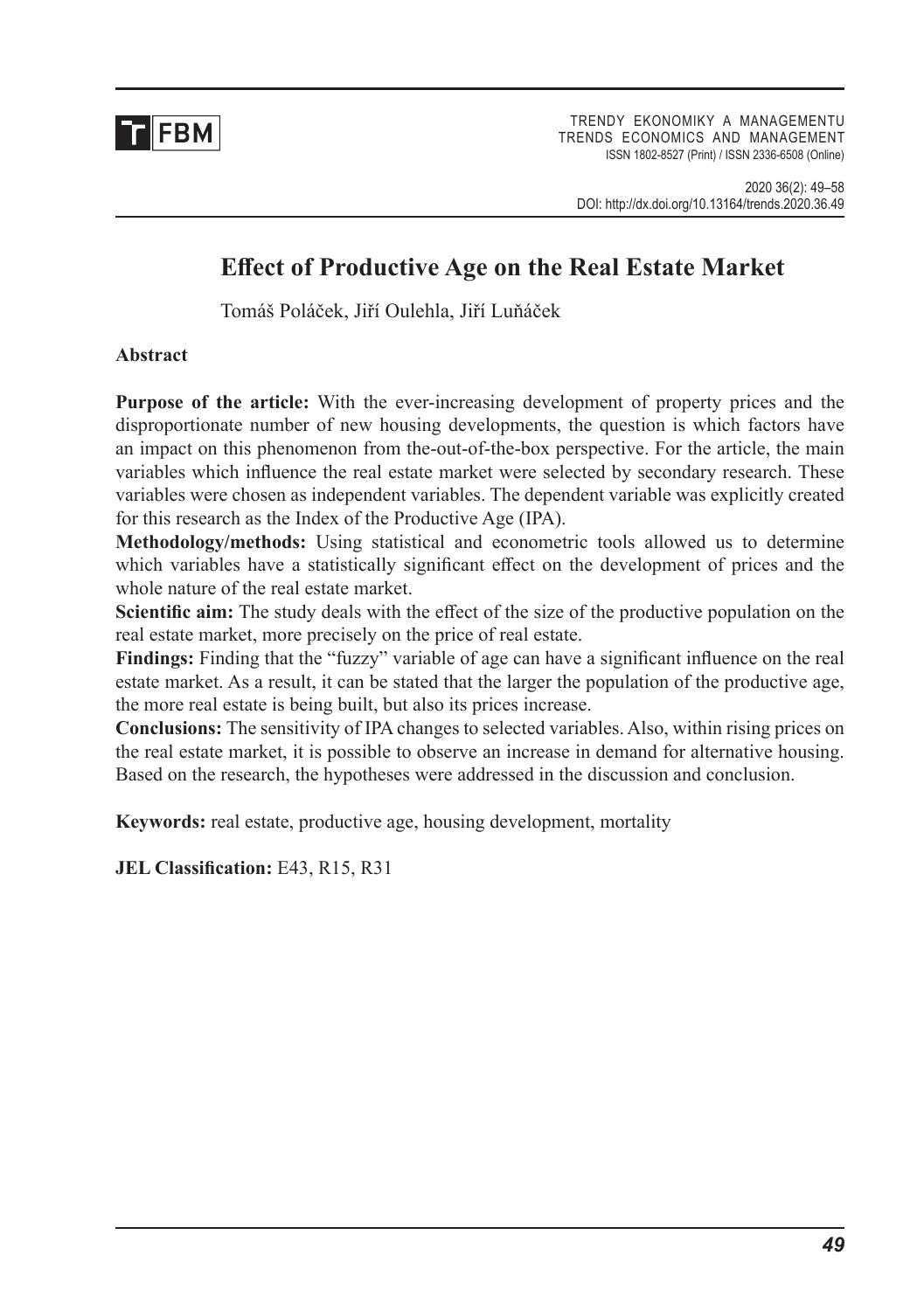# Effect of Productive Age on the Real Estate Market

Tomáš Poláček, Jiří Oulehla, Jiří Luňáček

## Abstract

**Purpose of the article:** With the ever-increasing development of property prices and the disproportionate number of new housing developments, the question is which factors have an impact on this phenomenon from the-out-of-the-box perspective. For the article, the main variables which influence the real estate market were selected by secondary research. These variables were chosen as independent variables. The dependent variable was explicitly created for this research as the Index of the Productive Age (IPA).

**Methodology/methods:** Using statistical and econometric tools allowed us to determine which variables have a statistically significant effect on the development of prices and the whole nature of the real estate market.

**Scientific aim:** The study deals with the effect of the size of the productive population on the real estate market, more precisely on the price of real estate.

**Findings:** Finding that the "fuzzy" variable of age can have a significant influence on the real estate market. As a result, it can be stated that the larger the population of the productive age, the more real estate is being built, but also its prices increase.

**Conclusions:** The sensitivity of IPA changes to selected variables. Also, within rising prices on the real estate market, it is possible to observe an increase in demand for alternative housing. Based on the research, the hypotheses were addressed in the discussion and conclusion.

**Keywords:** real estate, productive age, housing development, mortality

**JEL Classification:** E43, R15, R31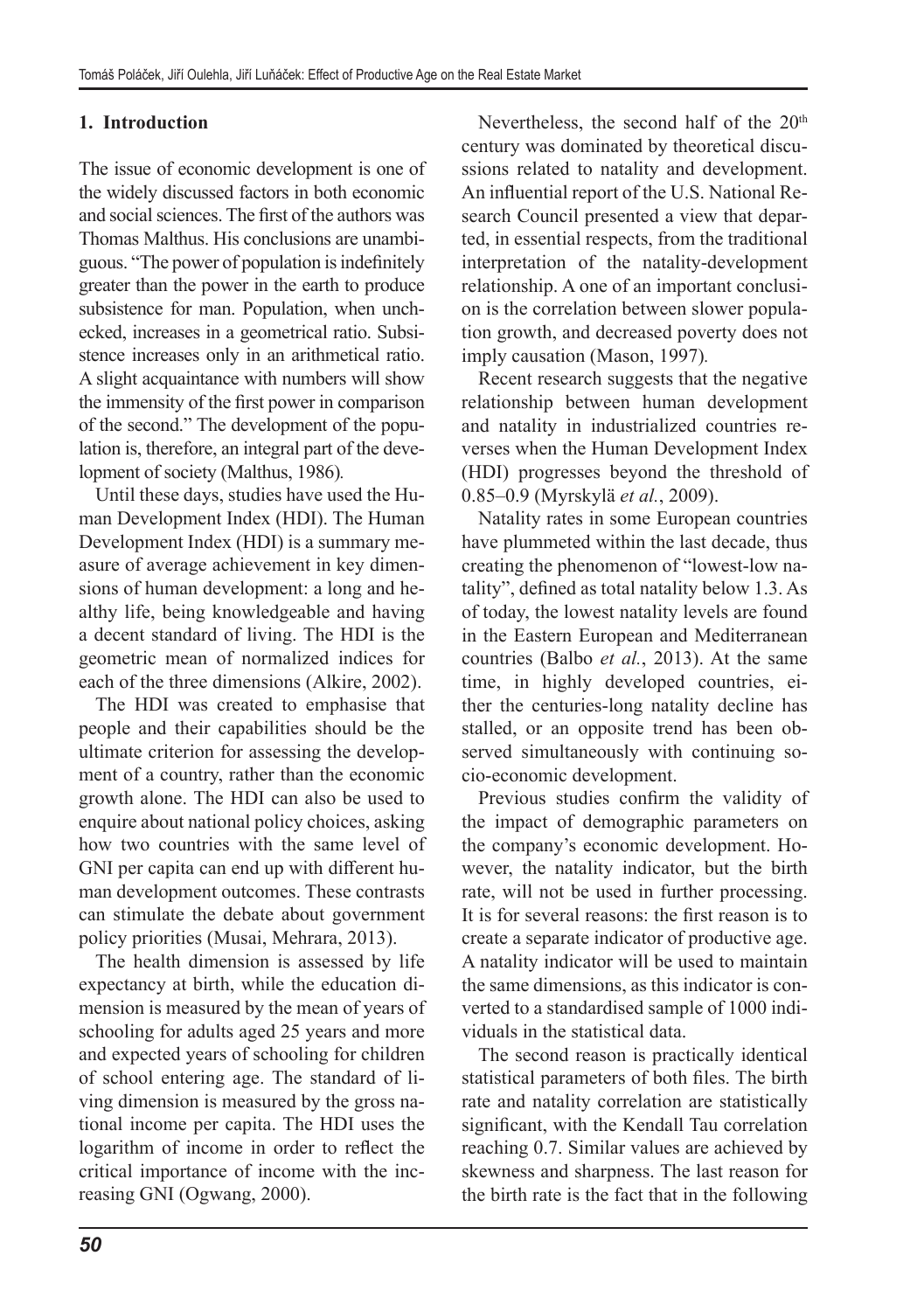## 1. Introduction

The issue of economic development is one of the widely discussed factors in both economic and social sciences. The first of the authors was Thomas Malthus. His conclusions are unambiguous. "The power of population is indefinitely greater than the power in the earth to produce subsistence for man. Population, when unchecked, increases in a geometrical ratio. Subsistence increases only in an arithmetical ratio. A slight acquaintance with numbers will show the immensity of the first power in comparison of the second." The development of the population is, therefore, an integral part of the development of society (Malthus, 1986).

Until these days, studies have used the Human Development Index (HDI). The Human Development Index (HDI) is a summary measure of average achievement in key dimensions of human development: a long and healthy life, being knowledgeable and having a decent standard of living. The HDI is the geometric mean of normalized indices for each of the three dimensions (Alkire, 2002).

The HDI was created to emphasise that people and their capabilities should be the ultimate criterion for assessing the development of a country, rather than the economic growth alone. The HDI can also be used to enquire about national policy choices, asking how two countries with the same level of GNI per capita can end up with different human development outcomes. These contrasts can stimulate the debate about government policy priorities (Musai, Mehrara, 2013).

The health dimension is assessed by life expectancy at birth, while the education dimension is measured by the mean of years of schooling for adults aged 25 years and more and expected years of schooling for children of school entering age. The standard of living dimension is measured by the gross national income per capita. The HDI uses the logarithm of income in order to reflect the critical importance of income with the increasing GNI (Ogwang, 2000).

Nevertheless, the second half of the 20[th] century was dominated by theoretical discussions related to natality and development. An influential report of the U.S. National Research Council presented a view that departed, in essential respects, from the traditional interpretation of the natality-development relationship. A one of an important conclusion is the correlation between slower population growth, and decreased poverty does not imply causation (Mason, 1997).

Recent research suggests that the negative relationship between human development and natality in industrialized countries reverses when the Human Development Index (HDI) progresses beyond the threshold of 0.85–0.9 (Myrskylä *et al.*, 2009).

Natality rates in some European countries have plummeted within the last decade, thus creating the phenomenon of "lowest-low natality", defined as total natality below 1.3. As of today, the lowest natality levels are found in the Eastern European and Mediterranean countries (Balbo *et al.*, 2013). At the same time, in highly developed countries, either the centuries-long natality decline has stalled, or an opposite trend has been observed simultaneously with continuing socio-economic development.

Previous studies confirm the validity of the impact of demographic parameters on the company's economic development. However, the natality indicator, but the birth rate, will not be used in further processing. It is for several reasons: the first reason is to create a separate indicator of productive age. A natality indicator will be used to maintain the same dimensions, as this indicator is converted to a standardised sample of 1000 individuals in the statistical data.

The second reason is practically identical statistical parameters of both files. The birth rate and natality correlation are statistically significant, with the Kendall Tau correlation reaching 0.7. Similar values are achieved by skewness and sharpness. The last reason for the birth rate is the fact that in the following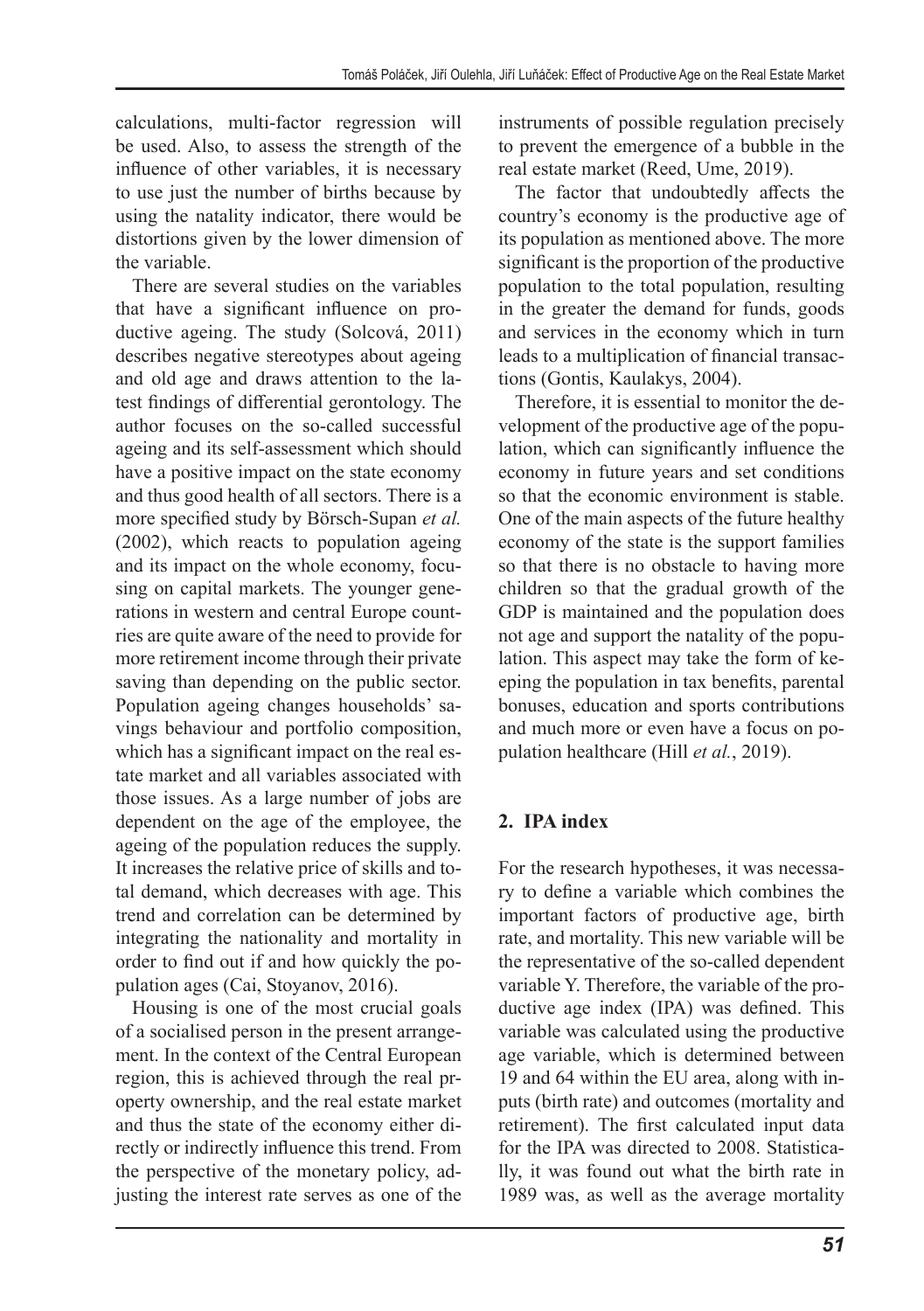calculations, multi-factor regression will be used. Also, to assess the strength of the influence of other variables, it is necessary to use just the number of births because by using the natality indicator, there would be distortions given by the lower dimension of the variable.

There are several studies on the variables that have a significant influence on productive ageing. The study (Solcová, 2011) describes negative stereotypes about ageing and old age and draws attention to the latest findings of differential gerontology. The author focuses on the so-called successful ageing and its self-assessment which should have a positive impact on the state economy and thus good health of all sectors. There is a more specified study by Börsch-Supan *et al.* (2002), which reacts to population ageing and its impact on the whole economy, focusing on capital markets. The younger generations in western and central Europe countries are quite aware of the need to provide for more retirement income through their private saving than depending on the public sector. Population ageing changes households' savings behaviour and portfolio composition, which has a significant impact on the real estate market and all variables associated with those issues. As a large number of jobs are dependent on the age of the employee, the ageing of the population reduces the supply. It increases the relative price of skills and total demand, which decreases with age. This trend and correlation can be determined by integrating the nationality and mortality in order to find out if and how quickly the population ages (Cai, Stoyanov, 2016).

Housing is one of the most crucial goals of a socialised person in the present arrangement. In the context of the Central European region, this is achieved through the real property ownership, and the real estate market and thus the state of the economy either directly or indirectly influence this trend. From the perspective of the monetary policy, adjusting the interest rate serves as one of the instruments of possible regulation precisely to prevent the emergence of a bubble in the real estate market (Reed, Ume, 2019).

The factor that undoubtedly affects the country's economy is the productive age of its population as mentioned above. The more significant is the proportion of the productive population to the total population, resulting in the greater the demand for funds, goods and services in the economy which in turn leads to a multiplication of financial transactions (Gontis, Kaulakys, 2004).

Therefore, it is essential to monitor the development of the productive age of the population, which can significantly influence the economy in future years and set conditions so that the economic environment is stable. One of the main aspects of the future healthy economy of the state is the support families so that there is no obstacle to having more children so that the gradual growth of the GDP is maintained and the population does not age and support the natality of the population. This aspect may take the form of keeping the population in tax benefits, parental bonuses, education and sports contributions and much more or even have a focus on population healthcare (Hill *et al.*, 2019).

## 2. IPA index

For the research hypotheses, it was necessary to define a variable which combines the important factors of productive age, birth rate, and mortality. This new variable will be the representative of the so-called dependent variable Y. Therefore, the variable of the productive age index (IPA) was defined. This variable was calculated using the productive age variable, which is determined between 19 and 64 within the EU area, along with inputs (birth rate) and outcomes (mortality and retirement). The first calculated input data for the IPA was directed to 2008. Statistically, it was found out what the birth rate in 1989 was, as well as the average mortality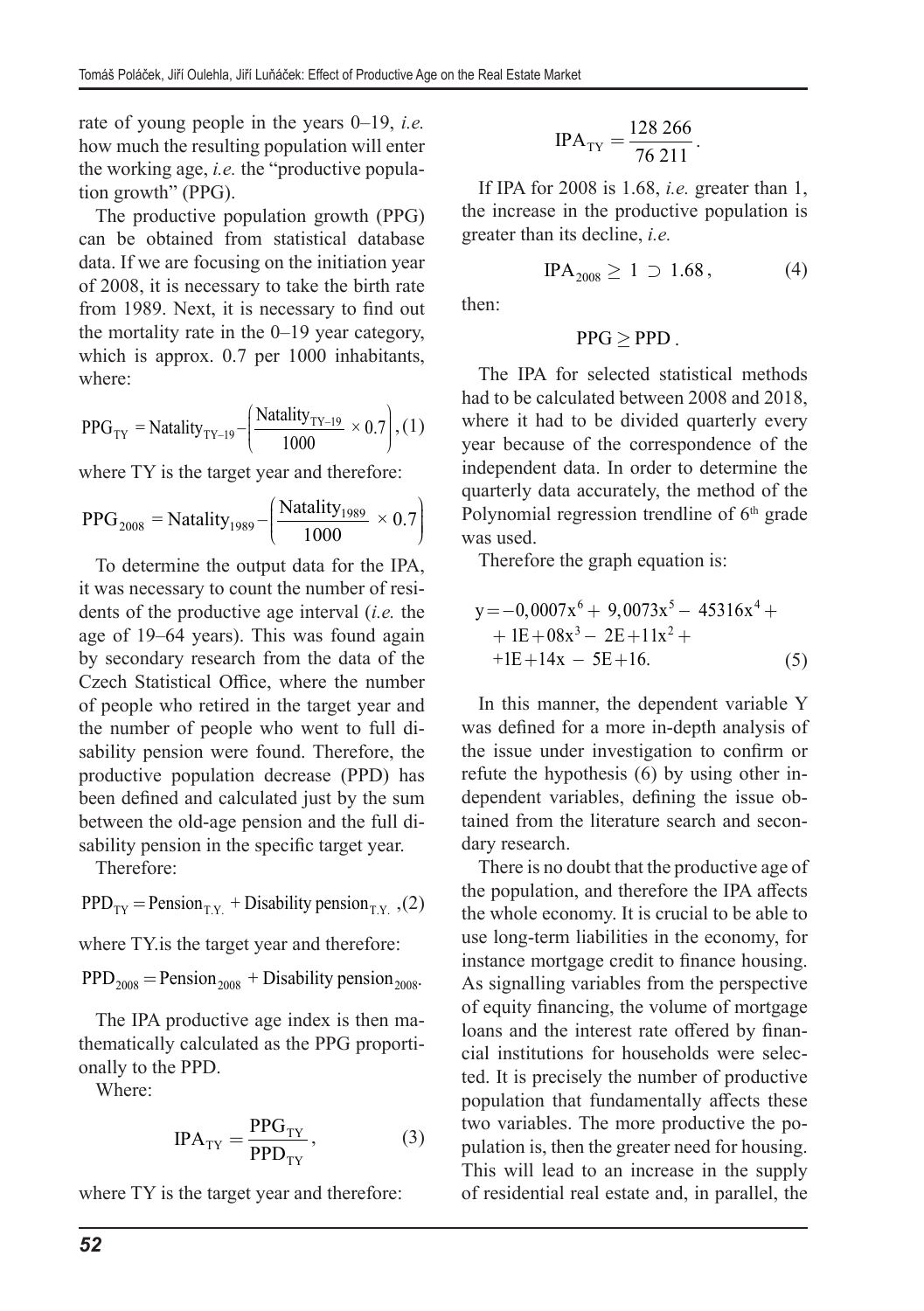rate of young people in the years 0–19, *i.e.* how much the resulting population will enter the working age, *i.e.* the "productive population growth" (PPG).

The productive population growth (PPG) can be obtained from statistical database data. If we are focusing on the initiation year of 2008, it is necessary to take the birth rate from 1989. Next, it is necessary to find out the mortality rate in the 0–19 year category, which is approx. 0.7 per 1000 inhabitants, where:

$$\mathrm{PPG}_{\mathrm{TY}} = \mathrm{Natality}_{\mathrm{TY}-19} - \left( \frac{\mathrm{Natality}_{\mathrm{TY}-19}}{1000} \times 0.7 \right), \quad (1)$$

where TY is the target year and therefore:

$$\mathrm{PPG}_{2008} = \mathrm{Natality}_{1989} - \left( \frac{\mathrm{Natality}_{1989}}{1000} \times 0.7 \right)$$

To determine the output data for the IPA, it was necessary to count the number of residents of the productive age interval (*i.e.* the age of 19–64 years). This was found again by secondary research from the data of the Czech Statistical Office, where the number of people who retired in the target year and the number of people who went to full disability pension were found. Therefore, the productive population decrease (PPD) has been defined and calculated just by the sum between the old-age pension and the full disability pension in the specific target year.

Therefore:

$$\mathrm{PPD}_{\mathrm{TY}} = \mathrm{Pension}_{\mathrm{T.Y.}} + \mathrm{Disability\ pension}_{\mathrm{T.Y.}}, \quad (2)$$

where TY.is the target year and therefore:

$$\mathrm{PPD}_{2008} = \mathrm{Pension}_{2008} + \mathrm{Disability\ pension}_{2008}.$$

The IPA productive age index is then mathematically calculated as the PPG proportionally to the PPD.

Where:

$$\mathrm{IPA}_{\mathrm{TY}} = \frac{\mathrm{PPG}_{\mathrm{TY}}}{\mathrm{PPD}_{\mathrm{TY}}}, \quad (3)$$

where TY is the target year and therefore:

$$\mathrm{IPA}_{\mathrm{TY}} = \frac{128\,266}{76\,211}.$$

If IPA for 2008 is 1.68, *i.e.* greater than 1, the increase in the productive population is greater than its decline, *i.e.*

$$\mathrm{IPA}_{2008} \geq 1 \supset 1.68, \quad (4)$$

then:

$$\mathrm{PPG} \geq \mathrm{PPD}.$$

The IPA for selected statistical methods had to be calculated between 2008 and 2018, where it had to be divided quarterly every year because of the correspondence of the independent data. In order to determine the quarterly data accurately, the method of the Polynomial regression trendline of 6[th] grade was used.

Therefore the graph equation is:

$$\begin{aligned} y = &-0{,}0007x^6 + 9{,}0073x^5 - 45316x^4 + \\ &+ 1E{+}08x^3 - 2E{+}11x^2 + \\ &+ 1E{+}14x - 5E{+}16. \end{aligned} \quad (5)$$

In this manner, the dependent variable Y was defined for a more in-depth analysis of the issue under investigation to confirm or refute the hypothesis (6) by using other independent variables, defining the issue obtained from the literature search and secondary research.

There is no doubt that the productive age of the population, and therefore the IPA affects the whole economy. It is crucial to be able to use long-term liabilities in the economy, for instance mortgage credit to finance housing. As signalling variables from the perspective of equity financing, the volume of mortgage loans and the interest rate offered by financial institutions for households were selected. It is precisely the number of productive population that fundamentally affects these two variables. The more productive the population is, then the greater need for housing. This will lead to an increase in the supply of residential real estate and, in parallel, the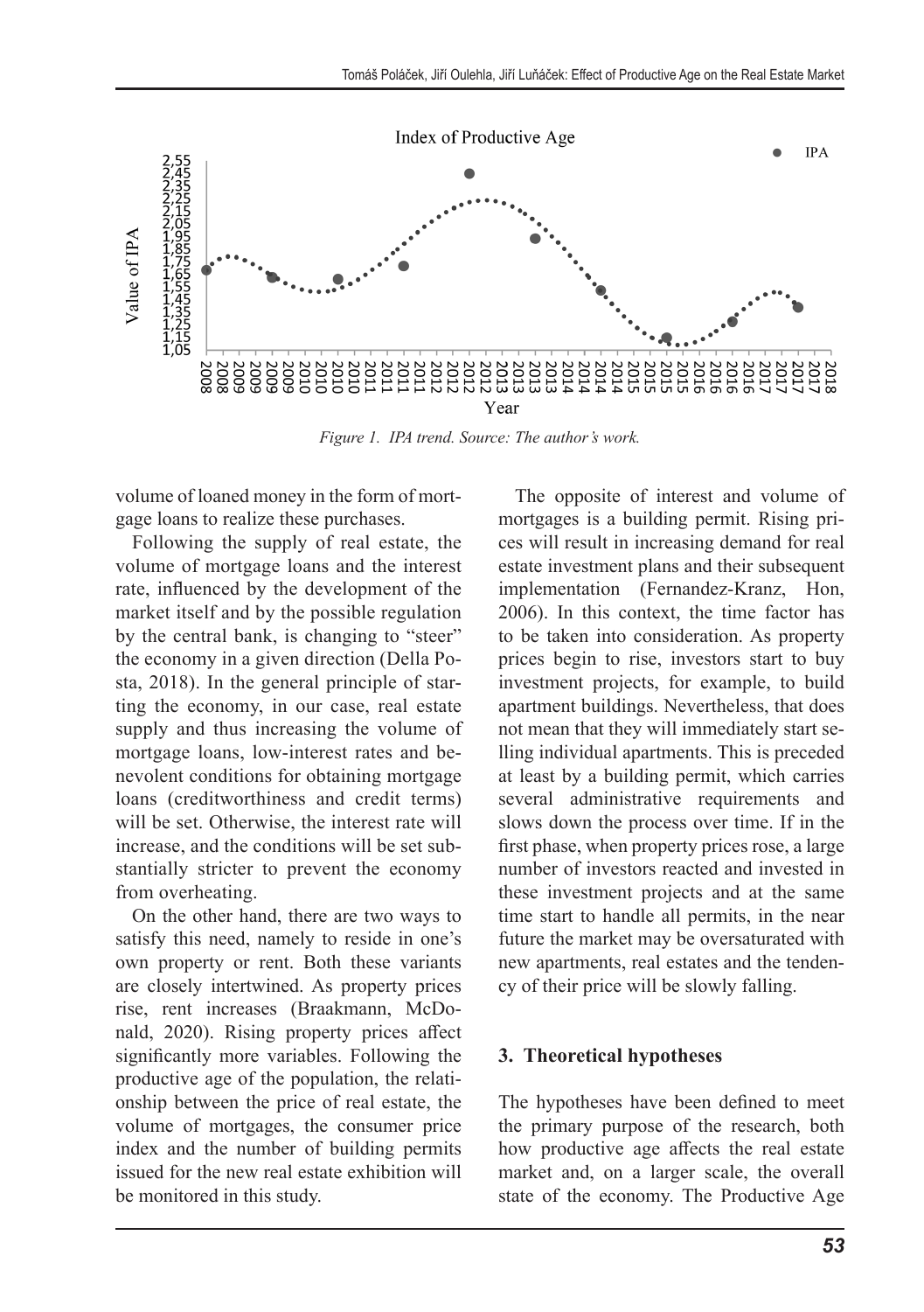*Figure 1. IPA trend. Source: The author's work.*

volume of loaned money in the form of mortgage loans to realize these purchases.

Following the supply of real estate, the volume of mortgage loans and the interest rate, influenced by the development of the market itself and by the possible regulation by the central bank, is changing to "steer" the economy in a given direction (Della Posta, 2018). In the general principle of starting the economy, in our case, real estate supply and thus increasing the volume of mortgage loans, low-interest rates and benevolent conditions for obtaining mortgage loans (creditworthiness and credit terms) will be set. Otherwise, the interest rate will increase, and the conditions will be set substantially stricter to prevent the economy from overheating.

On the other hand, there are two ways to satisfy this need, namely to reside in one's own property or rent. Both these variants are closely intertwined. As property prices rise, rent increases (Braakmann, McDonald, 2020). Rising property prices affect significantly more variables. Following the productive age of the population, the relationship between the price of real estate, the volume of mortgages, the consumer price index and the number of building permits issued for the new real estate exhibition will be monitored in this study.

The opposite of interest and volume of mortgages is a building permit. Rising prices will result in increasing demand for real estate investment plans and their subsequent implementation (Fernandez-Kranz, Hon, 2006). In this context, the time factor has to be taken into consideration. As property prices begin to rise, investors start to buy investment projects, for example, to build apartment buildings. Nevertheless, that does not mean that they will immediately start selling individual apartments. This is preceded at least by a building permit, which carries several administrative requirements and slows down the process over time. If in the first phase, when property prices rose, a large number of investors reacted and invested in these investment projects and at the same time start to handle all permits, in the near future the market may be oversaturated with new apartments, real estates and the tendency of their price will be slowly falling.

## 3. Theoretical hypotheses

The hypotheses have been defined to meet the primary purpose of the research, both how productive age affects the real estate market and, on a larger scale, the overall state of the economy. The Productive Age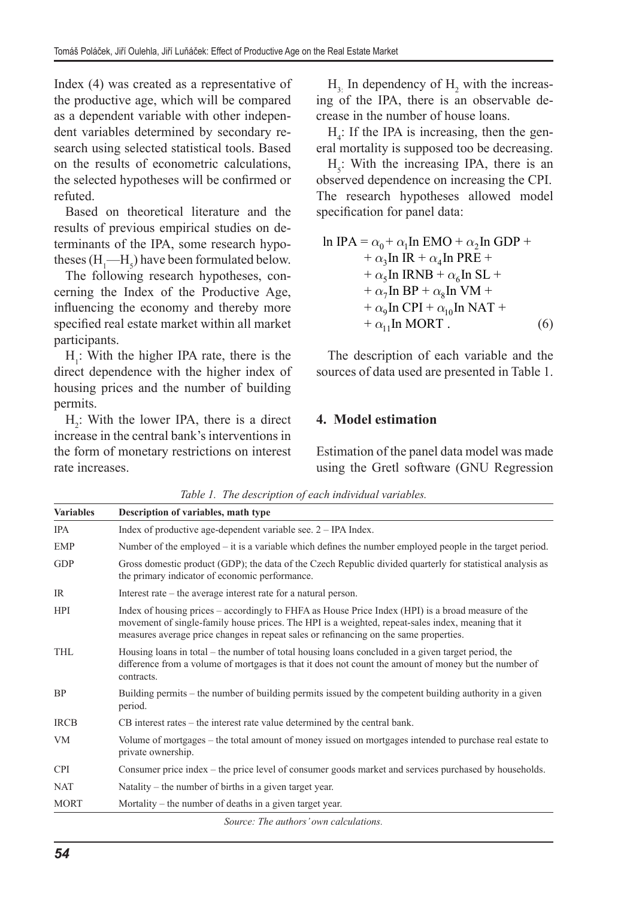Index (4) was created as a representative of the productive age, which will be compared as a dependent variable with other independent variables determined by secondary research using selected statistical tools. Based on the results of econometric calculations, the selected hypotheses will be confirmed or refuted.

Based on theoretical literature and the results of previous empirical studies on determinants of the IPA, some research hypotheses ($H_1$—$H_5$) have been formulated below.

The following research hypotheses, concerning the Index of the Productive Age, influencing the economy and thereby more specified real estate market within all market participants.

$H_1$: With the higher IPA rate, there is the direct dependence with the higher index of housing prices and the number of building permits.

$H_2$: With the lower IPA, there is a direct increase in the central bank's interventions in the form of monetary restrictions on interest rate increases.

$H_3$: In dependency of $H_2$ with the increasing of the IPA, there is an observable decrease in the number of house loans.

$H_4$: If the IPA is increasing, then the general mortality is supposed too be decreasing.

$H_5$: With the increasing IPA, there is an observed dependence on increasing the CPI. The research hypotheses allowed model specification for panel data:

$$\ln \text{IPA} = \alpha_0 + \alpha_1 \ln \text{EMO} + \alpha_2 \ln \text{GDP} + \alpha_3 \ln \text{IR} + \alpha_4 \ln \text{PRE} + \alpha_5 \ln \text{IRNB} + \alpha_6 \ln \text{SL} + \alpha_7 \ln \text{BP} + \alpha_8 \ln \text{VM} + \alpha_9 \ln \text{CPI} + \alpha_{10} \ln \text{NAT} + \alpha_{11} \ln \text{MORT} . \quad (6)$$

The description of each variable and the sources of data used are presented in Table 1.

## 4. Model estimation

Estimation of the panel data model was made using the Gretl software (GNU Regression

*Table 1. The description of each individual variables.*

| Variables | Description of variables, math type |
|---|---|
| IPA | Index of productive age-dependent variable see. 2 – IPA Index. |
| EMP | Number of the employed – it is a variable which defines the number employed people in the target period. |
| GDP | Gross domestic product (GDP); the data of the Czech Republic divided quarterly for statistical analysis as the primary indicator of economic performance. |
| IR | Interest rate – the average interest rate for a natural person. |
| HPI | Index of housing prices – accordingly to FHFA as House Price Index (HPI) is a broad measure of the movement of single-family house prices. The HPI is a weighted, repeat-sales index, meaning that it measures average price changes in repeat sales or refinancing on the same properties. |
| THL | Housing loans in total – the number of total housing loans concluded in a given target period, the difference from a volume of mortgages is that it does not count the amount of money but the number of contracts. |
| BP | Building permits – the number of building permits issued by the competent building authority in a given period. |
| IRCB | CB interest rates – the interest rate value determined by the central bank. |
| VM | Volume of mortgages – the total amount of money issued on mortgages intended to purchase real estate to private ownership. |
| CPI | Consumer price index – the price level of consumer goods market and services purchased by households. |
| NAT | Natality – the number of births in a given target year. |
| MORT | Mortality – the number of deaths in a given target year. |

*Source: The authors' own calculations.*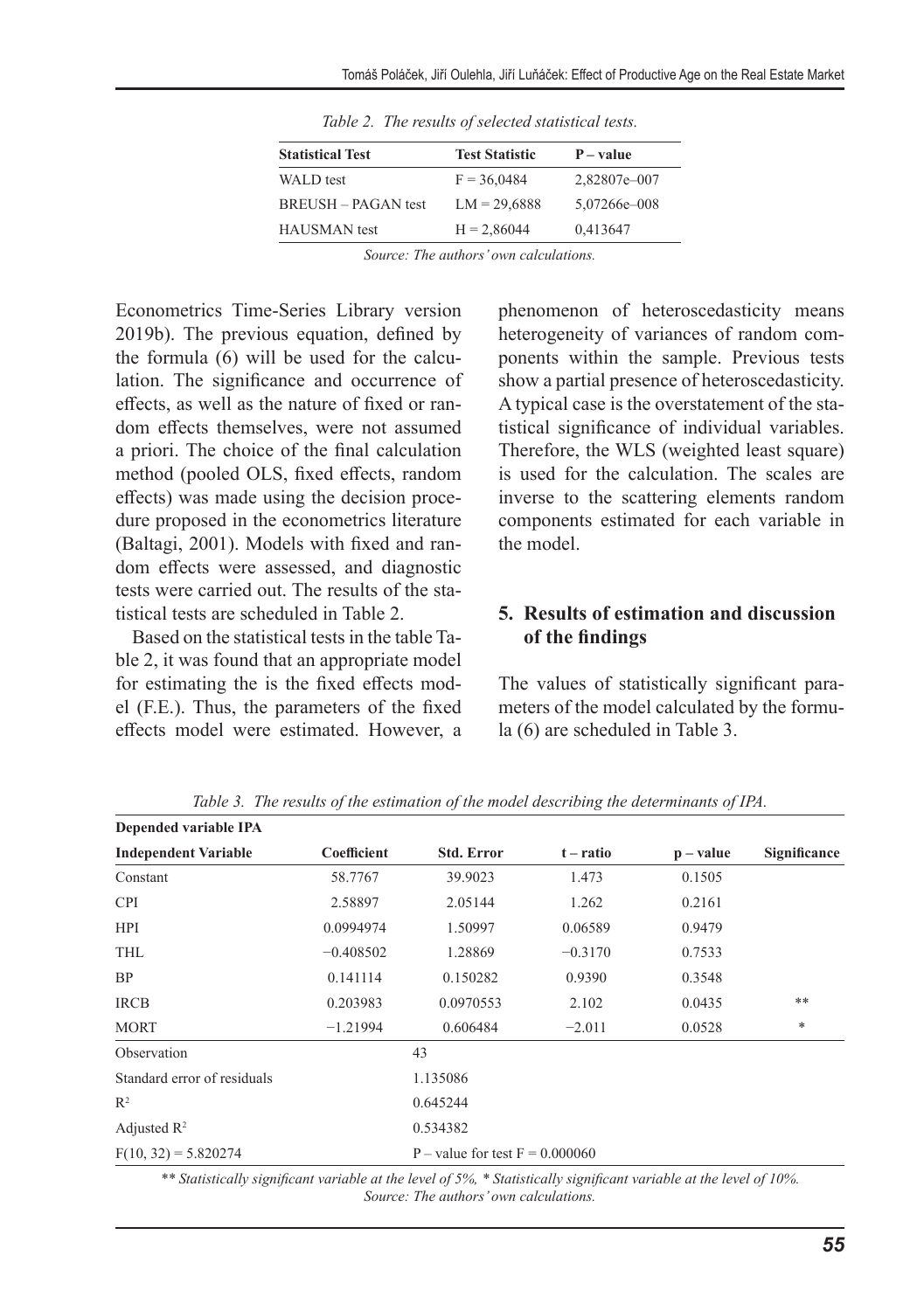*Table 2. The results of selected statistical tests.*

| Statistical Test | Test Statistic | P – value |
|---|---|---|
| WALD test | F = 36,0484 | 2,82807e–007 |
| BREUSH – PAGAN test | LM = 29,6888 | 5,07266e–008 |
| HAUSMAN test | H = 2,86044 | 0,413647 |

*Source: The authors' own calculations.*

Econometrics Time-Series Library version 2019b). The previous equation, defined by the formula (6) will be used for the calculation. The significance and occurrence of effects, as well as the nature of fixed or random effects themselves, were not assumed a priori. The choice of the final calculation method (pooled OLS, fixed effects, random effects) was made using the decision procedure proposed in the econometrics literature (Baltagi, 2001). Models with fixed and random effects were assessed, and diagnostic tests were carried out. The results of the statistical tests are scheduled in Table 2.

Based on the statistical tests in the table Table 2, it was found that an appropriate model for estimating the is the fixed effects model (F.E.). Thus, the parameters of the fixed effects model were estimated. However, a phenomenon of heteroscedasticity means heterogeneity of variances of random components within the sample. Previous tests show a partial presence of heteroscedasticity. A typical case is the overstatement of the statistical significance of individual variables. Therefore, the WLS (weighted least square) is used for the calculation. The scales are inverse to the scattering elements random components estimated for each variable in the model.

## 5. Results of estimation and discussion of the findings

The values of statistically significant parameters of the model calculated by the formula (6) are scheduled in Table 3.

*Table 3. The results of the estimation of the model describing the determinants of IPA.*

| Depended variable IPA | | | | | |
|---|---|---|---|---|---|
| **Independent Variable** | **Coefficient** | **Std. Error** | **t – ratio** | **p – value** | **Significance** |
| Constant | 58.7767 | 39.9023 | 1.473 | 0.1505 | |
| CPI | 2.58897 | 2.05144 | 1.262 | 0.2161 | |
| HPI | 0.0994974 | 1.50997 | 0.06589 | 0.9479 | |
| THL | −0.408502 | 1.28869 | −0.3170 | 0.7533 | |
| BP | 0.141114 | 0.150282 | 0.9390 | 0.3548 | |
| IRCB | 0.203983 | 0.0970553 | 2.102 | 0.0435 | ** |
| MORT | −1.21994 | 0.606484 | −2.011 | 0.0528 | * |
| Observation | | 43 | | | |
| Standard error of residuals | | 1.135086 | | | |
| $R^2$ | | 0.645244 | | | |
| Adjusted $R^2$ | | 0.534382 | | | |
| $F(10, 32) = 5.820274$ | | P – value for test F = 0.000060 | | | |

*** Statistically significant variable at the level of 5%, * Statistically significant variable at the level of 10%.*
*Source: The authors' own calculations.*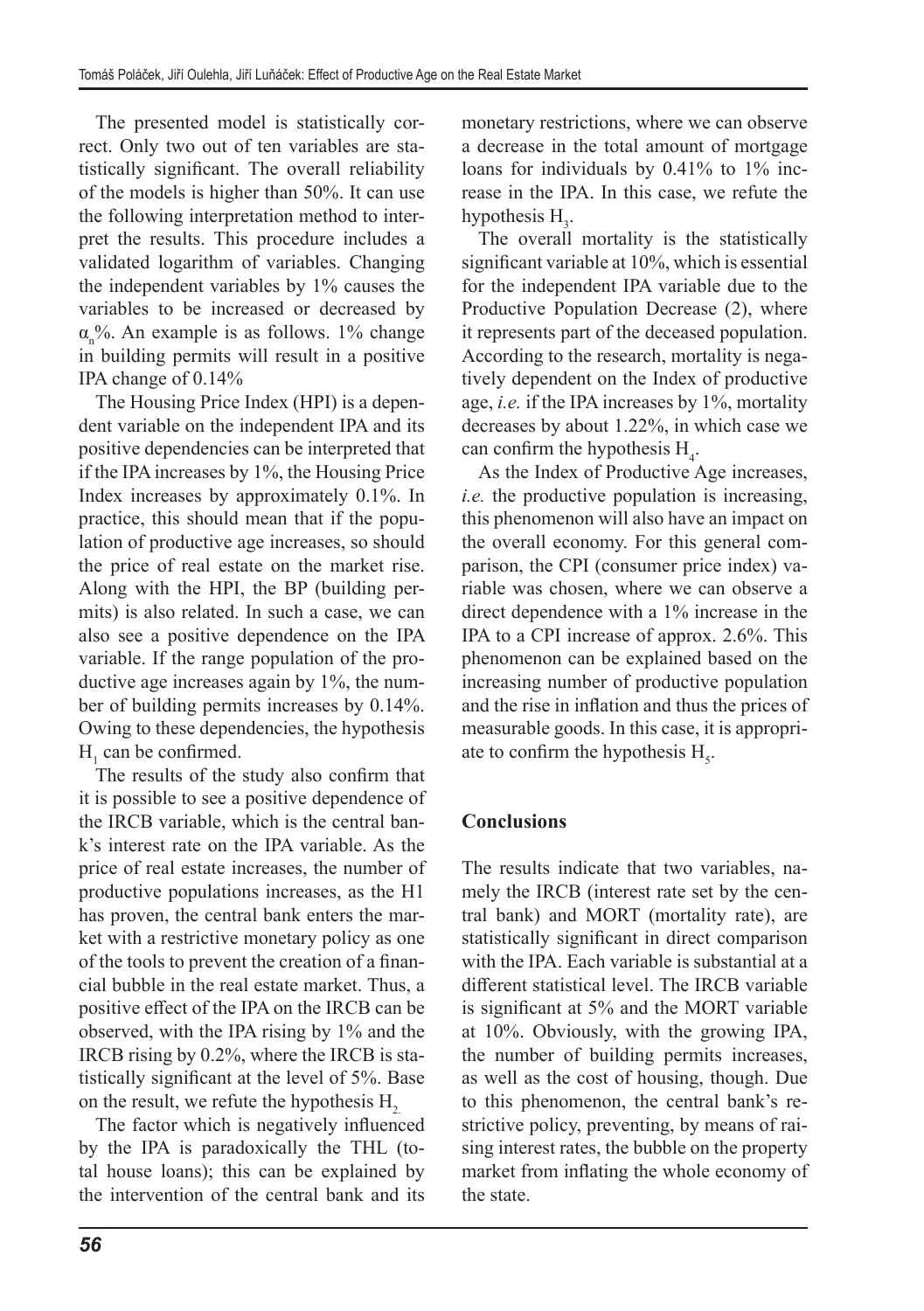The presented model is statistically correct. Only two out of ten variables are statistically significant. The overall reliability of the models is higher than 50%. It can use the following interpretation method to interpret the results. This procedure includes a validated logarithm of variables. Changing the independent variables by 1% causes the variables to be increased or decreased by $\alpha_n$%. An example is as follows. 1% change in building permits will result in a positive IPA change of 0.14%

The Housing Price Index (HPI) is a dependent variable on the independent IPA and its positive dependencies can be interpreted that if the IPA increases by 1%, the Housing Price Index increases by approximately 0.1%. In practice, this should mean that if the population of productive age increases, so should the price of real estate on the market rise. Along with the HPI, the BP (building permits) is also related. In such a case, we can also see a positive dependence on the IPA variable. If the range population of the productive age increases again by 1%, the number of building permits increases by 0.14%. Owing to these dependencies, the hypothesis $H_1$ can be confirmed.

The results of the study also confirm that it is possible to see a positive dependence of the IRCB variable, which is the central bank's interest rate on the IPA variable. As the price of real estate increases, the number of productive populations increases, as the H1 has proven, the central bank enters the market with a restrictive monetary policy as one of the tools to prevent the creation of a financial bubble in the real estate market. Thus, a positive effect of the IPA on the IRCB can be observed, with the IPA rising by 1% and the IRCB rising by 0.2%, where the IRCB is statistically significant at the level of 5%. Base on the result, we refute the hypothesis $H_2$.

The factor which is negatively influenced by the IPA is paradoxically the THL (total house loans); this can be explained by the intervention of the central bank and its monetary restrictions, where we can observe a decrease in the total amount of mortgage loans for individuals by 0.41% to 1% increase in the IPA. In this case, we refute the hypothesis $H_3$.

The overall mortality is the statistically significant variable at 10%, which is essential for the independent IPA variable due to the Productive Population Decrease (2), where it represents part of the deceased population. According to the research, mortality is negatively dependent on the Index of productive age, *i.e.* if the IPA increases by 1%, mortality decreases by about 1.22%, in which case we can confirm the hypothesis $H_4$.

As the Index of Productive Age increases, *i.e.* the productive population is increasing, this phenomenon will also have an impact on the overall economy. For this general comparison, the CPI (consumer price index) variable was chosen, where we can observe a direct dependence with a 1% increase in the IPA to a CPI increase of approx. 2.6%. This phenomenon can be explained based on the increasing number of productive population and the rise in inflation and thus the prices of measurable goods. In this case, it is appropriate to confirm the hypothesis $H_5$.

## Conclusions

The results indicate that two variables, namely the IRCB (interest rate set by the central bank) and MORT (mortality rate), are statistically significant in direct comparison with the IPA. Each variable is substantial at a different statistical level. The IRCB variable is significant at 5% and the MORT variable at 10%. Obviously, with the growing IPA, the number of building permits increases, as well as the cost of housing, though. Due to this phenomenon, the central bank's restrictive policy, preventing, by means of raising interest rates, the bubble on the property market from inflating the whole economy of the state.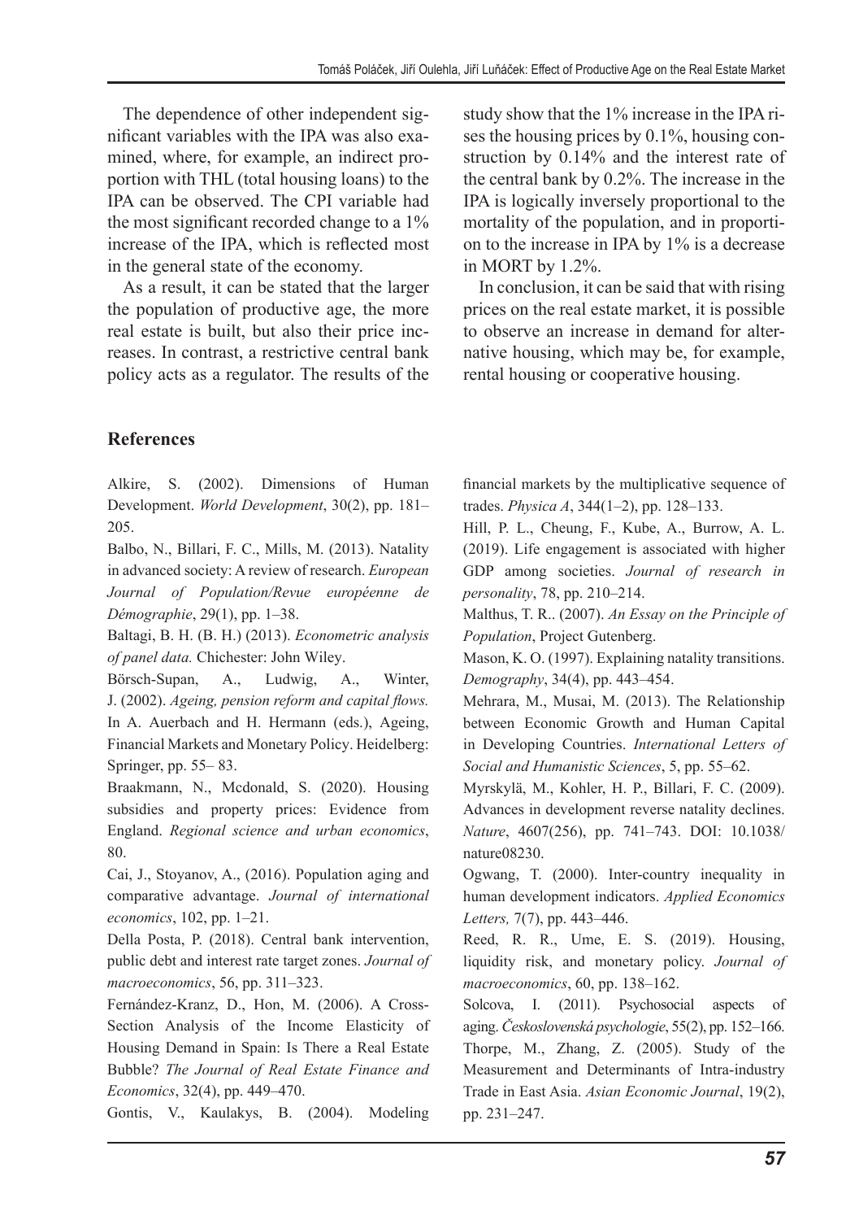The dependence of other independent significant variables with the IPA was also examined, where, for example, an indirect proportion with THL (total housing loans) to the IPA can be observed. The CPI variable had the most significant recorded change to a 1% increase of the IPA, which is reflected most in the general state of the economy.

As a result, it can be stated that the larger the population of productive age, the more real estate is built, but also their price increases. In contrast, a restrictive central bank policy acts as a regulator. The results of the study show that the 1% increase in the IPA rises the housing prices by 0.1%, housing construction by 0.14% and the interest rate of the central bank by 0.2%. The increase in the IPA is logically inversely proportional to the mortality of the population, and in proportion to the increase in IPA by 1% is a decrease in MORT by 1.2%.

In conclusion, it can be said that with rising prices on the real estate market, it is possible to observe an increase in demand for alternative housing, which may be, for example, rental housing or cooperative housing.

## References

Alkire, S. (2002). Dimensions of Human Development. *World Development*, 30(2), pp. 181–205.

Balbo, N., Billari, F. C., Mills, M. (2013). Natality in advanced society: A review of research. *European Journal of Population/Revue européenne de Démographie*, 29(1), pp. 1–38.

Baltagi, B. H. (B. H.) (2013). *Econometric analysis of panel data.* Chichester: John Wiley.

Börsch-Supan, A., Ludwig, A., Winter, J. (2002). *Ageing, pension reform and capital flows.* In A. Auerbach and H. Hermann (eds.), Ageing, Financial Markets and Monetary Policy. Heidelberg: Springer, pp. 55– 83.

Braakmann, N., Mcdonald, S. (2020). Housing subsidies and property prices: Evidence from England. *Regional science and urban economics*, 80.

Cai, J., Stoyanov, A., (2016). Population aging and comparative advantage. *Journal of international economics*, 102, pp. 1–21.

Della Posta, P. (2018). Central bank intervention, public debt and interest rate target zones. *Journal of macroeconomics*, 56, pp. 311–323.

Fernández-Kranz, D., Hon, M. (2006). A Cross-Section Analysis of the Income Elasticity of Housing Demand in Spain: Is There a Real Estate Bubble? *The Journal of Real Estate Finance and Economics*, 32(4), pp. 449–470.

Gontis, V., Kaulakys, B. (2004). Modeling financial markets by the multiplicative sequence of trades. *Physica A*, 344(1–2), pp. 128–133.

Hill, P. L., Cheung, F., Kube, A., Burrow, A. L. (2019). Life engagement is associated with higher GDP among societies. *Journal of research in personality*, 78, pp. 210–214.

Malthus, T. R.. (2007). *An Essay on the Principle of Population*, Project Gutenberg.

Mason, K. O. (1997). Explaining natality transitions. *Demography*, 34(4), pp. 443–454.

Mehrara, M., Musai, M. (2013). The Relationship between Economic Growth and Human Capital in Developing Countries. *International Letters of Social and Humanistic Sciences*, 5, pp. 55–62.

Myrskylä, M., Kohler, H. P., Billari, F. C. (2009). Advances in development reverse natality declines. *Nature*, 4607(256), pp. 741–743. DOI: 10.1038/nature08230.

Ogwang, T. (2000). Inter-country inequality in human development indicators. *Applied Economics Letters,* 7(7), pp. 443–446.

Reed, R. R., Ume, E. S. (2019). Housing, liquidity risk, and monetary policy. *Journal of macroeconomics*, 60, pp. 138–162.

Solcova, I. (2011). Psychosocial aspects of aging. *Československá psychologie*, 55(2), pp. 152–166.

Thorpe, M., Zhang, Z. (2005). Study of the Measurement and Determinants of Intra-industry Trade in East Asia. *Asian Economic Journal*, 19(2), pp. 231–247.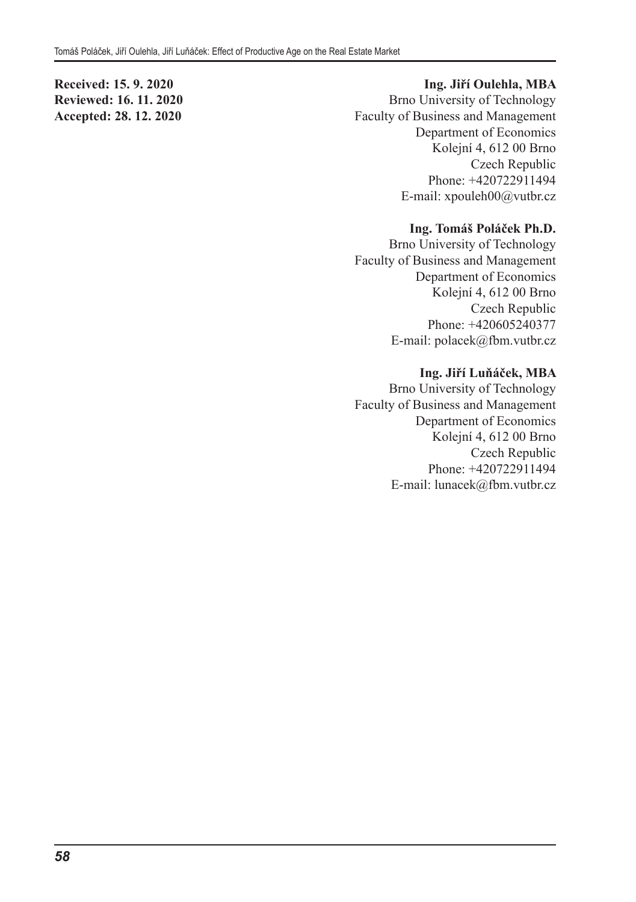**Received: 15. 9. 2020**
**Reviewed: 16. 11. 2020**
**Accepted: 28. 12. 2020**

**Ing. Jiří Oulehla, MBA**
Brno University of Technology
Faculty of Business and Management
Department of Economics
Kolejní 4, 612 00 Brno
Czech Republic
Phone: +420722911494
E-mail: xpouleh00@vutbr.cz

**Ing. Tomáš Poláček Ph.D.**
Brno University of Technology
Faculty of Business and Management
Department of Economics
Kolejní 4, 612 00 Brno
Czech Republic
Phone: +420605240377
E-mail: polacek@fbm.vutbr.cz

**Ing. Jiří Luňáček, MBA**
Brno University of Technology
Faculty of Business and Management
Department of Economics
Kolejní 4, 612 00 Brno
Czech Republic
Phone: +420722911494
E-mail: lunacek@fbm.vutbr.cz